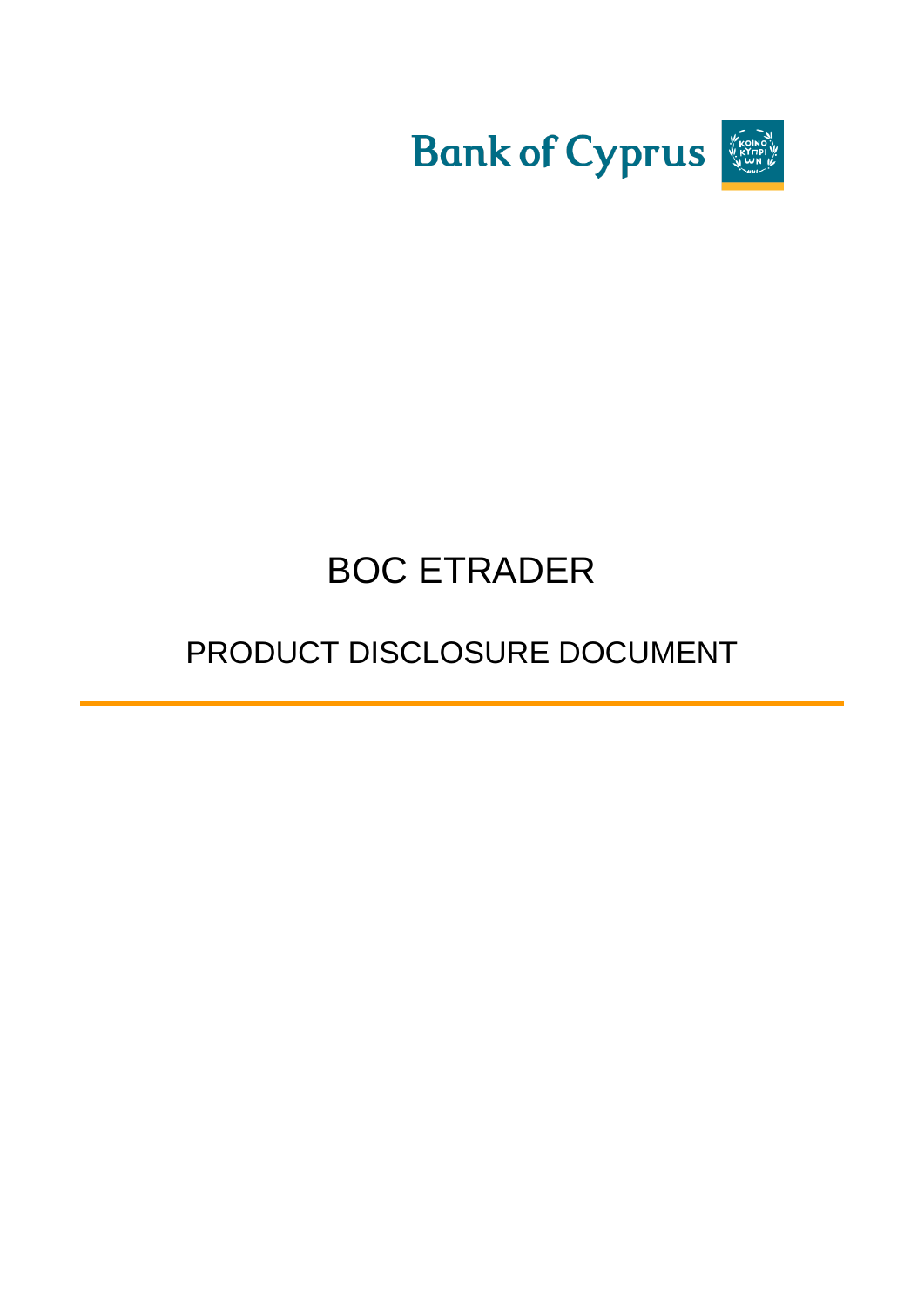Bank of Cyprus

# BOC ETRADER

## PRODUCT DISCLOSURE DOCUMENT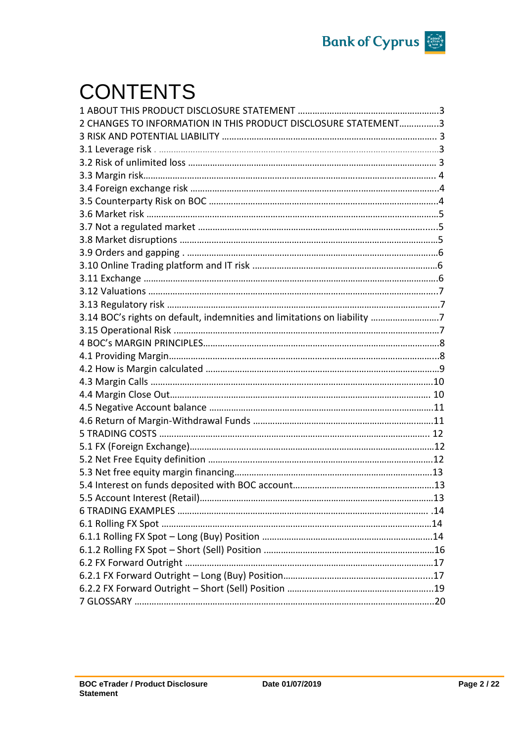# CONTENTS

1 ABOUT THIS PRODUCT DISCLOSURE STATEMENT ....................................................3
2 CHANGES TO INFORMATION IN THIS PRODUCT DISCLOSURE STATEMENT................3
3 RISK AND POTENTIAL LIABILITY ........................................................................ 3
3.1 Leverage risk . ...................................................................................................3
3.2 Risk of unlimited loss ........................................................................................ 3
3.3 Margin risk....................................................................................................... 4
3.4 Foreign exchange risk ........................................................................................4
3.5 Counterparty Risk on BOC .................................................................................4
3.6 Market risk .......................................................................................................5
3.7 Not a regulated market ......................................................................................5
3.8 Market disruptions ............................................................................................5
3.9 Orders and gapping . .........................................................................................6
3.10 Online Trading platform and IT risk ...................................................................6
3.11 Exchange .........................................................................................................6
3.12 Valuations .......................................................................................................7
3.13 Regulatory risk .................................................................................................7
3.14 BOC's rights on default, indemnities and limitations on liability ............................7
3.15 Operational Risk ..............................................................................................7
4 BOC's MARGIN PRINCIPLES.....................................................................................8
4.1 Providing Margin..................................................................................................8
4.2 How is Margin calculated .......................................................................................9
4.3 Margin Calls ........................................................................................................10
4.4 Margin Close Out................................................................................................. 10
4.5 Negative Account balance ....................................................................................11
4.6 Return of Margin-Withdrawal Funds .......................................................................11
5 TRADING COSTS ..................................................................................................... 12
5.1 FX (Foreign Exchange)...........................................................................................12
5.2 Net Free Equity definition .....................................................................................12
5.3 Net free equity margin financing............................................................................13
5.4 Interest on funds deposited with BOC account.........................................................13
5.5 Account Interest (Retail)........................................................................................13
6 TRADING EXAMPLES ................................................................................................ .14
6.1 Rolling FX Spot .....................................................................................................14
6.1.1 Rolling FX Spot – Long (Buy) Position ...................................................................14
6.1.2 Rolling FX Spot – Short (Sell) Position ...................................................................16
6.2 FX Forward Outright ..............................................................................................17
6.2.1 FX Forward Outright – Long (Buy) Position.............................................................17
6.2.2 FX Forward Outright – Short (Sell) Position ............................................................19
7 GLOSSARY ...............................................................................................................20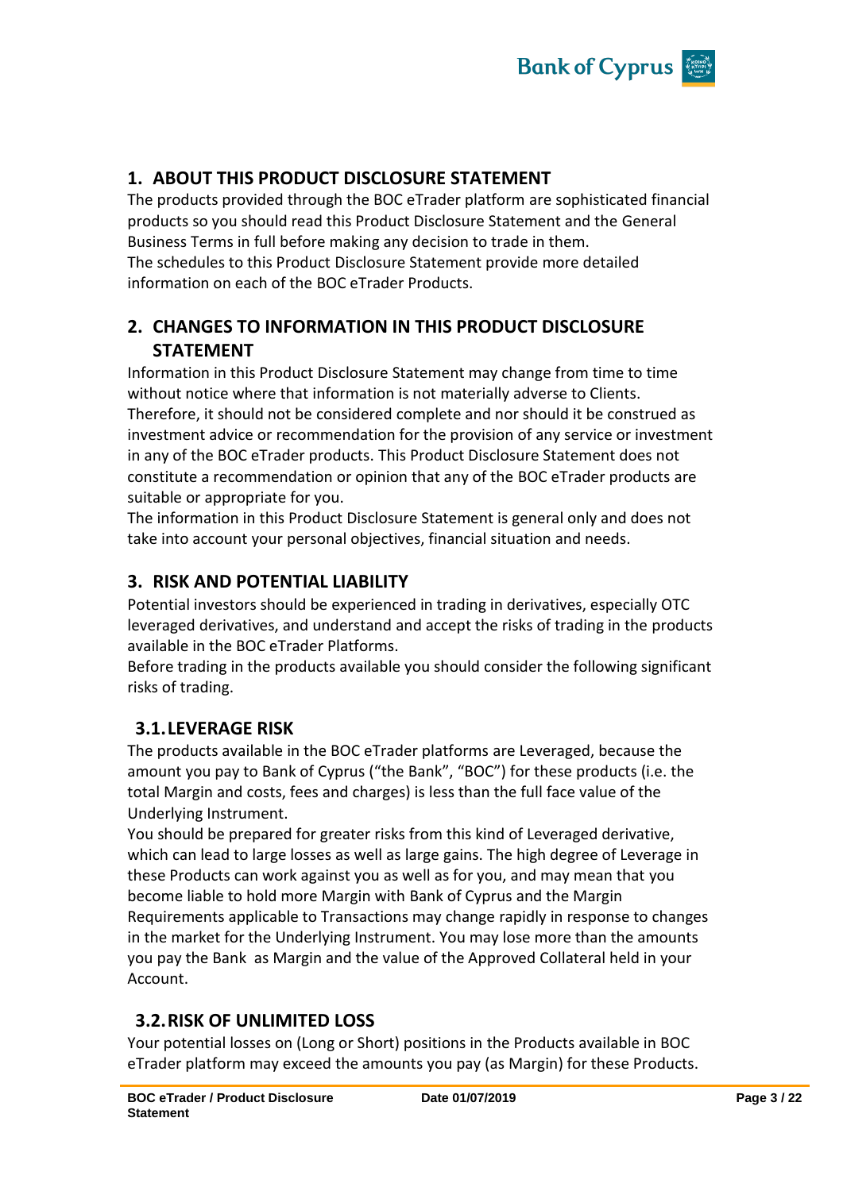## 1. ABOUT THIS PRODUCT DISCLOSURE STATEMENT

The products provided through the BOC eTrader platform are sophisticated financial products so you should read this Product Disclosure Statement and the General Business Terms in full before making any decision to trade in them.
The schedules to this Product Disclosure Statement provide more detailed information on each of the BOC eTrader Products.

## 2. CHANGES TO INFORMATION IN THIS PRODUCT DISCLOSURE STATEMENT

Information in this Product Disclosure Statement may change from time to time without notice where that information is not materially adverse to Clients. Therefore, it should not be considered complete and nor should it be construed as investment advice or recommendation for the provision of any service or investment in any of the BOC eTrader products. This Product Disclosure Statement does not constitute a recommendation or opinion that any of the BOC eTrader products are suitable or appropriate for you.
The information in this Product Disclosure Statement is general only and does not take into account your personal objectives, financial situation and needs.

## 3. RISK AND POTENTIAL LIABILITY

Potential investors should be experienced in trading in derivatives, especially OTC leveraged derivatives, and understand and accept the risks of trading in the products available in the BOC eTrader Platforms.
Before trading in the products available you should consider the following significant risks of trading.

### 3.1. LEVERAGE RISK

The products available in the BOC eTrader platforms are Leveraged, because the amount you pay to Bank of Cyprus ("the Bank", "BOC") for these products (i.e. the total Margin and costs, fees and charges) is less than the full face value of the Underlying Instrument.
You should be prepared for greater risks from this kind of Leveraged derivative, which can lead to large losses as well as large gains. The high degree of Leverage in these Products can work against you as well as for you, and may mean that you become liable to hold more Margin with Bank of Cyprus and the Margin Requirements applicable to Transactions may change rapidly in response to changes in the market for the Underlying Instrument. You may lose more than the amounts you pay the Bank as Margin and the value of the Approved Collateral held in your Account.

### 3.2. RISK OF UNLIMITED LOSS

Your potential losses on (Long or Short) positions in the Products available in BOC eTrader platform may exceed the amounts you pay (as Margin) for these Products.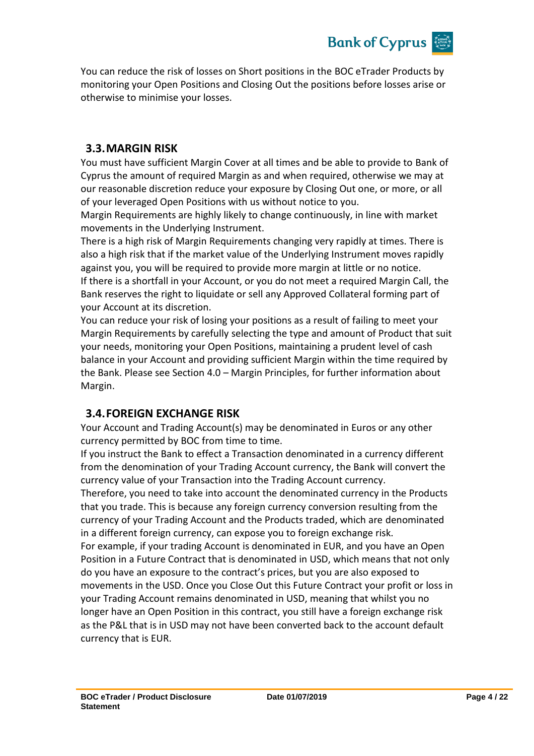You can reduce the risk of losses on Short positions in the BOC eTrader Products by monitoring your Open Positions and Closing Out the positions before losses arise or otherwise to minimise your losses.

## 3.3. MARGIN RISK

You must have sufficient Margin Cover at all times and be able to provide to Bank of Cyprus the amount of required Margin as and when required, otherwise we may at our reasonable discretion reduce your exposure by Closing Out one, or more, or all of your leveraged Open Positions with us without notice to you.

Margin Requirements are highly likely to change continuously, in line with market movements in the Underlying Instrument.

There is a high risk of Margin Requirements changing very rapidly at times. There is also a high risk that if the market value of the Underlying Instrument moves rapidly against you, you will be required to provide more margin at little or no notice.

If there is a shortfall in your Account, or you do not meet a required Margin Call, the Bank reserves the right to liquidate or sell any Approved Collateral forming part of your Account at its discretion.

You can reduce your risk of losing your positions as a result of failing to meet your Margin Requirements by carefully selecting the type and amount of Product that suit your needs, monitoring your Open Positions, maintaining a prudent level of cash balance in your Account and providing sufficient Margin within the time required by the Bank. Please see Section 4.0 – Margin Principles, for further information about Margin.

## 3.4. FOREIGN EXCHANGE RISK

Your Account and Trading Account(s) may be denominated in Euros or any other currency permitted by BOC from time to time.

If you instruct the Bank to effect a Transaction denominated in a currency different from the denomination of your Trading Account currency, the Bank will convert the currency value of your Transaction into the Trading Account currency.

Therefore, you need to take into account the denominated currency in the Products that you trade. This is because any foreign currency conversion resulting from the currency of your Trading Account and the Products traded, which are denominated in a different foreign currency, can expose you to foreign exchange risk.

For example, if your trading Account is denominated in EUR, and you have an Open Position in a Future Contract that is denominated in USD, which means that not only do you have an exposure to the contract's prices, but you are also exposed to movements in the USD. Once you Close Out this Future Contract your profit or loss in your Trading Account remains denominated in USD, meaning that whilst you no longer have an Open Position in this contract, you still have a foreign exchange risk as the P&L that is in USD may not have been converted back to the account default currency that is EUR.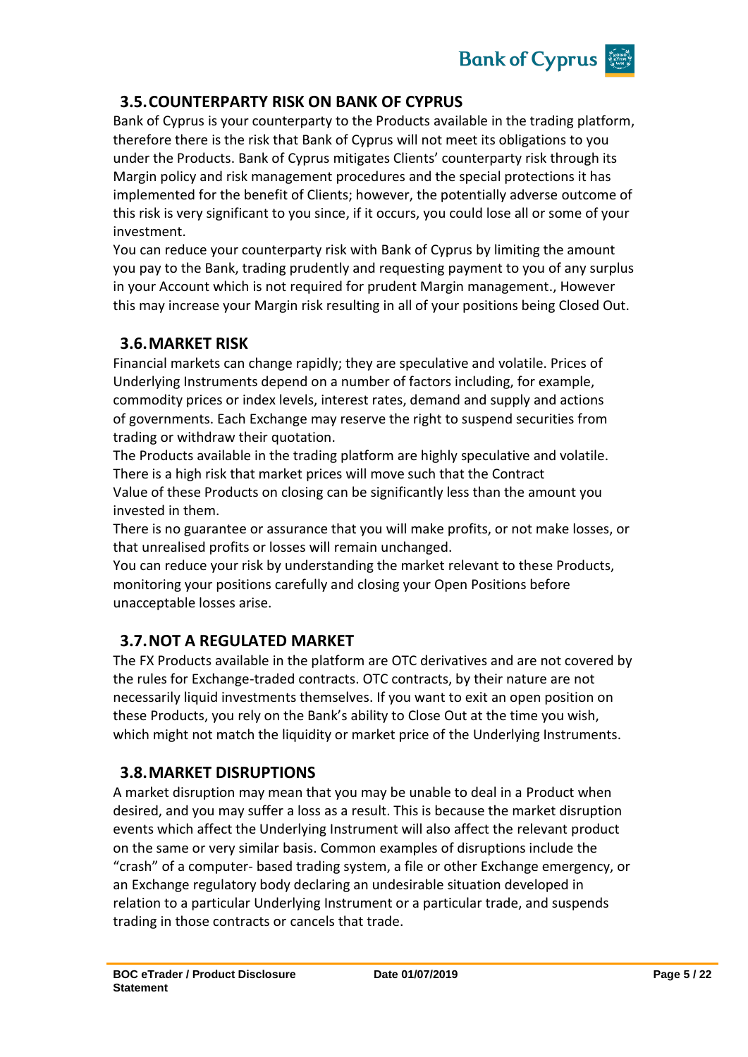## 3.5. COUNTERPARTY RISK ON BANK OF CYPRUS

Bank of Cyprus is your counterparty to the Products available in the trading platform, therefore there is the risk that Bank of Cyprus will not meet its obligations to you under the Products. Bank of Cyprus mitigates Clients' counterparty risk through its Margin policy and risk management procedures and the special protections it has implemented for the benefit of Clients; however, the potentially adverse outcome of this risk is very significant to you since, if it occurs, you could lose all or some of your investment.

You can reduce your counterparty risk with Bank of Cyprus by limiting the amount you pay to the Bank, trading prudently and requesting payment to you of any surplus in your Account which is not required for prudent Margin management., However this may increase your Margin risk resulting in all of your positions being Closed Out.

## 3.6. MARKET RISK

Financial markets can change rapidly; they are speculative and volatile. Prices of Underlying Instruments depend on a number of factors including, for example, commodity prices or index levels, interest rates, demand and supply and actions of governments. Each Exchange may reserve the right to suspend securities from trading or withdraw their quotation.

The Products available in the trading platform are highly speculative and volatile. There is a high risk that market prices will move such that the Contract Value of these Products on closing can be significantly less than the amount you invested in them.

There is no guarantee or assurance that you will make profits, or not make losses, or that unrealised profits or losses will remain unchanged.

You can reduce your risk by understanding the market relevant to these Products, monitoring your positions carefully and closing your Open Positions before unacceptable losses arise.

## 3.7. NOT A REGULATED MARKET

The FX Products available in the platform are OTC derivatives and are not covered by the rules for Exchange-traded contracts. OTC contracts, by their nature are not necessarily liquid investments themselves. If you want to exit an open position on these Products, you rely on the Bank's ability to Close Out at the time you wish, which might not match the liquidity or market price of the Underlying Instruments.

## 3.8. MARKET DISRUPTIONS

A market disruption may mean that you may be unable to deal in a Product when desired, and you may suffer a loss as a result. This is because the market disruption events which affect the Underlying Instrument will also affect the relevant product on the same or very similar basis. Common examples of disruptions include the "crash" of a computer- based trading system, a file or other Exchange emergency, or an Exchange regulatory body declaring an undesirable situation developed in relation to a particular Underlying Instrument or a particular trade, and suspends trading in those contracts or cancels that trade.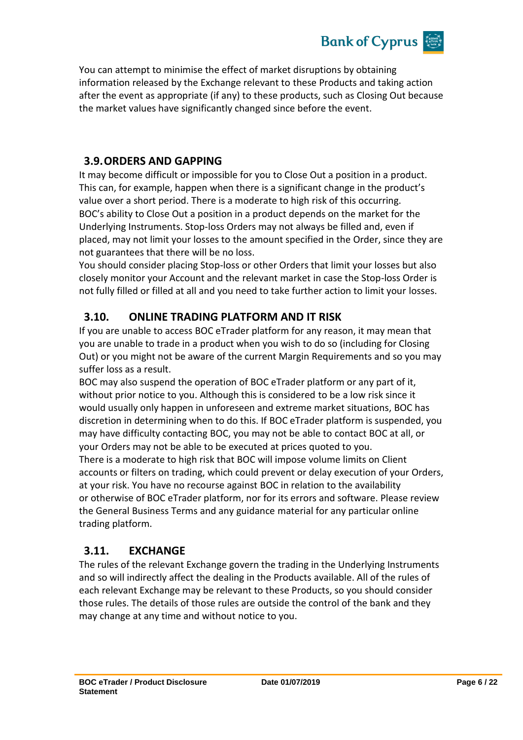You can attempt to minimise the effect of market disruptions by obtaining information released by the Exchange relevant to these Products and taking action after the event as appropriate (if any) to these products, such as Closing Out because the market values have significantly changed since before the event.

## 3.9. ORDERS AND GAPPING

It may become difficult or impossible for you to Close Out a position in a product. This can, for example, happen when there is a significant change in the product's value over a short period. There is a moderate to high risk of this occurring. BOC's ability to Close Out a position in a product depends on the market for the Underlying Instruments. Stop-loss Orders may not always be filled and, even if placed, may not limit your losses to the amount specified in the Order, since they are not guarantees that there will be no loss.

You should consider placing Stop-loss or other Orders that limit your losses but also closely monitor your Account and the relevant market in case the Stop-loss Order is not fully filled or filled at all and you need to take further action to limit your losses.

## 3.10. ONLINE TRADING PLATFORM AND IT RISK

If you are unable to access BOC eTrader platform for any reason, it may mean that you are unable to trade in a product when you wish to do so (including for Closing Out) or you might not be aware of the current Margin Requirements and so you may suffer loss as a result.

BOC may also suspend the operation of BOC eTrader platform or any part of it, without prior notice to you. Although this is considered to be a low risk since it would usually only happen in unforeseen and extreme market situations, BOC has discretion in determining when to do this. If BOC eTrader platform is suspended, you may have difficulty contacting BOC, you may not be able to contact BOC at all, or your Orders may not be able to be executed at prices quoted to you.

There is a moderate to high risk that BOC will impose volume limits on Client accounts or filters on trading, which could prevent or delay execution of your Orders, at your risk. You have no recourse against BOC in relation to the availability or otherwise of BOC eTrader platform, nor for its errors and software. Please review the General Business Terms and any guidance material for any particular online trading platform.

## 3.11. EXCHANGE

The rules of the relevant Exchange govern the trading in the Underlying Instruments and so will indirectly affect the dealing in the Products available. All of the rules of each relevant Exchange may be relevant to these Products, so you should consider those rules. The details of those rules are outside the control of the bank and they may change at any time and without notice to you.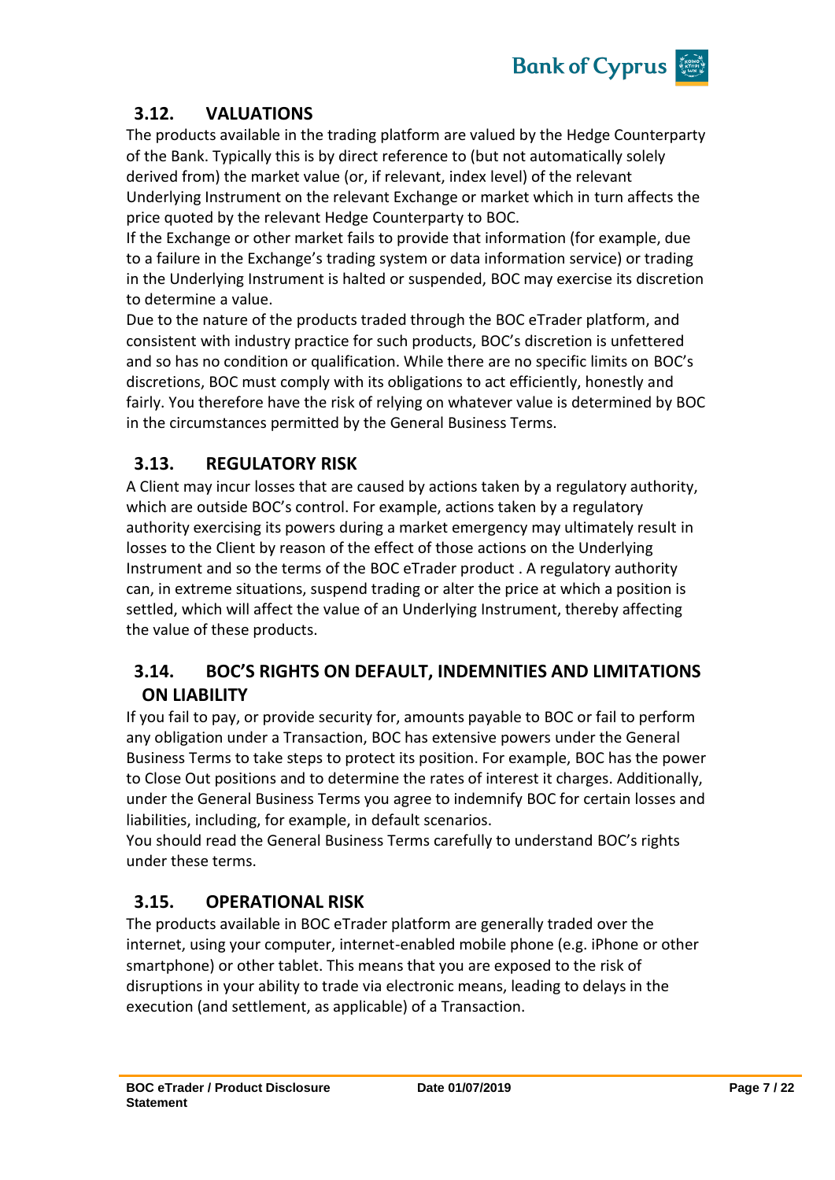## 3.12. VALUATIONS

The products available in the trading platform are valued by the Hedge Counterparty of the Bank. Typically this is by direct reference to (but not automatically solely derived from) the market value (or, if relevant, index level) of the relevant Underlying Instrument on the relevant Exchange or market which in turn affects the price quoted by the relevant Hedge Counterparty to BOC.

If the Exchange or other market fails to provide that information (for example, due to a failure in the Exchange's trading system or data information service) or trading in the Underlying Instrument is halted or suspended, BOC may exercise its discretion to determine a value.

Due to the nature of the products traded through the BOC eTrader platform, and consistent with industry practice for such products, BOC's discretion is unfettered and so has no condition or qualification. While there are no specific limits on BOC's discretions, BOC must comply with its obligations to act efficiently, honestly and fairly. You therefore have the risk of relying on whatever value is determined by BOC in the circumstances permitted by the General Business Terms.

## 3.13. REGULATORY RISK

A Client may incur losses that are caused by actions taken by a regulatory authority, which are outside BOC's control. For example, actions taken by a regulatory authority exercising its powers during a market emergency may ultimately result in losses to the Client by reason of the effect of those actions on the Underlying Instrument and so the terms of the BOC eTrader product . A regulatory authority can, in extreme situations, suspend trading or alter the price at which a position is settled, which will affect the value of an Underlying Instrument, thereby affecting the value of these products.

## 3.14. BOC'S RIGHTS ON DEFAULT, INDEMNITIES AND LIMITATIONS ON LIABILITY

If you fail to pay, or provide security for, amounts payable to BOC or fail to perform any obligation under a Transaction, BOC has extensive powers under the General Business Terms to take steps to protect its position. For example, BOC has the power to Close Out positions and to determine the rates of interest it charges. Additionally, under the General Business Terms you agree to indemnify BOC for certain losses and liabilities, including, for example, in default scenarios.

You should read the General Business Terms carefully to understand BOC's rights under these terms.

## 3.15. OPERATIONAL RISK

The products available in BOC eTrader platform are generally traded over the internet, using your computer, internet-enabled mobile phone (e.g. iPhone or other smartphone) or other tablet. This means that you are exposed to the risk of disruptions in your ability to trade via electronic means, leading to delays in the execution (and settlement, as applicable) of a Transaction.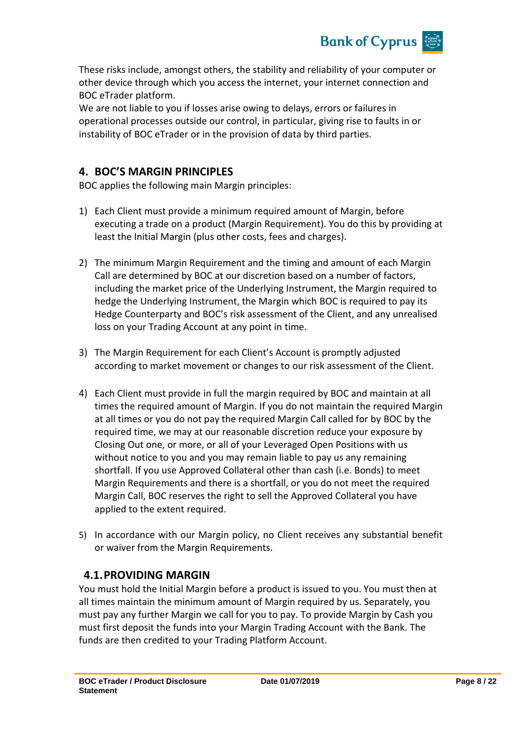These risks include, amongst others, the stability and reliability of your computer or other device through which you access the internet, your internet connection and BOC eTrader platform.
We are not liable to you if losses arise owing to delays, errors or failures in operational processes outside our control, in particular, giving rise to faults in or instability of BOC eTrader or in the provision of data by third parties.

## 4. BOC'S MARGIN PRINCIPLES

BOC applies the following main Margin principles:

1) Each Client must provide a minimum required amount of Margin, before executing a trade on a product (Margin Requirement). You do this by providing at least the Initial Margin (plus other costs, fees and charges).

2) The minimum Margin Requirement and the timing and amount of each Margin Call are determined by BOC at our discretion based on a number of factors, including the market price of the Underlying Instrument, the Margin required to hedge the Underlying Instrument, the Margin which BOC is required to pay its Hedge Counterparty and BOC's risk assessment of the Client, and any unrealised loss on your Trading Account at any point in time.

3) The Margin Requirement for each Client's Account is promptly adjusted according to market movement or changes to our risk assessment of the Client.

4) Each Client must provide in full the margin required by BOC and maintain at all times the required amount of Margin. If you do not maintain the required Margin at all times or you do not pay the required Margin Call called for by BOC by the required time, we may at our reasonable discretion reduce your exposure by Closing Out one, or more, or all of your Leveraged Open Positions with us without notice to you and you may remain liable to pay us any remaining shortfall. If you use Approved Collateral other than cash (i.e. Bonds) to meet Margin Requirements and there is a shortfall, or you do not meet the required Margin Call, BOC reserves the right to sell the Approved Collateral you have applied to the extent required.

5) In accordance with our Margin policy, no Client receives any substantial benefit or waiver from the Margin Requirements.

### 4.1. PROVIDING MARGIN

You must hold the Initial Margin before a product is issued to you. You must then at all times maintain the minimum amount of Margin required by us. Separately, you must pay any further Margin we call for you to pay. To provide Margin by Cash you must first deposit the funds into your Margin Trading Account with the Bank. The funds are then credited to your Trading Platform Account.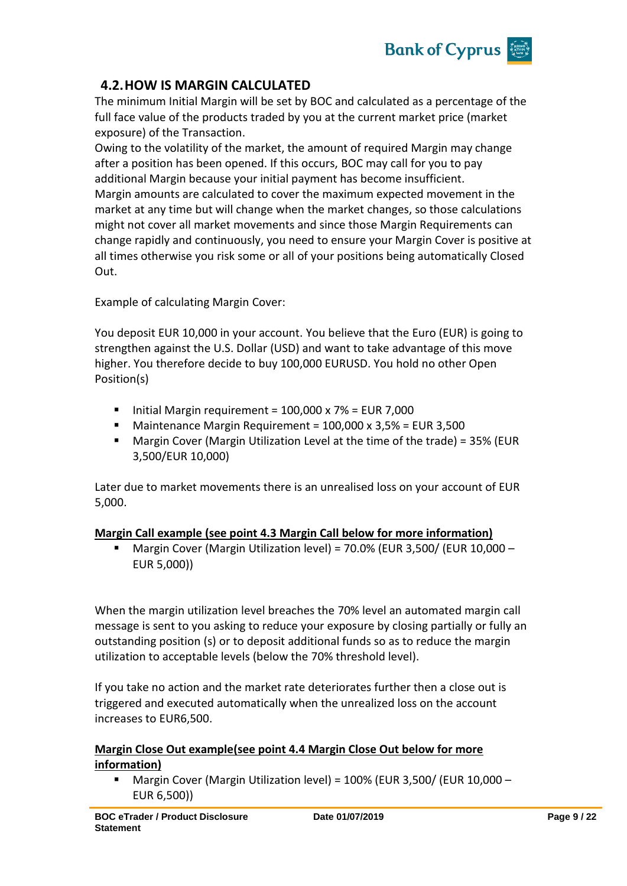## 4.2. HOW IS MARGIN CALCULATED

The minimum Initial Margin will be set by BOC and calculated as a percentage of the full face value of the products traded by you at the current market price (market exposure) of the Transaction.
Owing to the volatility of the market, the amount of required Margin may change after a position has been opened. If this occurs, BOC may call for you to pay additional Margin because your initial payment has become insufficient.
Margin amounts are calculated to cover the maximum expected movement in the market at any time but will change when the market changes, so those calculations might not cover all market movements and since those Margin Requirements can change rapidly and continuously, you need to ensure your Margin Cover is positive at all times otherwise you risk some or all of your positions being automatically Closed Out.

Example of calculating Margin Cover:

You deposit EUR 10,000 in your account. You believe that the Euro (EUR) is going to strengthen against the U.S. Dollar (USD) and want to take advantage of this move higher. You therefore decide to buy 100,000 EURUSD. You hold no other Open Position(s)

- Initial Margin requirement = 100,000 x 7% = EUR 7,000
- Maintenance Margin Requirement = 100,000 x 3,5% = EUR 3,500
- Margin Cover (Margin Utilization Level at the time of the trade) = 35% (EUR 3,500/EUR 10,000)

Later due to market movements there is an unrealised loss on your account of EUR 5,000.

<u>**Margin Call example (see point 4.3 Margin Call below for more information)**</u>

- Margin Cover (Margin Utilization level) = 70.0% (EUR 3,500/ (EUR 10,000 – EUR 5,000))

When the margin utilization level breaches the 70% level an automated margin call message is sent to you asking to reduce your exposure by closing partially or fully an outstanding position (s) or to deposit additional funds so as to reduce the margin utilization to acceptable levels (below the 70% threshold level).

If you take no action and the market rate deteriorates further then a close out is triggered and executed automatically when the unrealized loss on the account increases to EUR6,500.

<u>**Margin Close Out example(see point 4.4 Margin Close Out below for more information)**</u>

- Margin Cover (Margin Utilization level) = 100% (EUR 3,500/ (EUR 10,000 – EUR 6,500))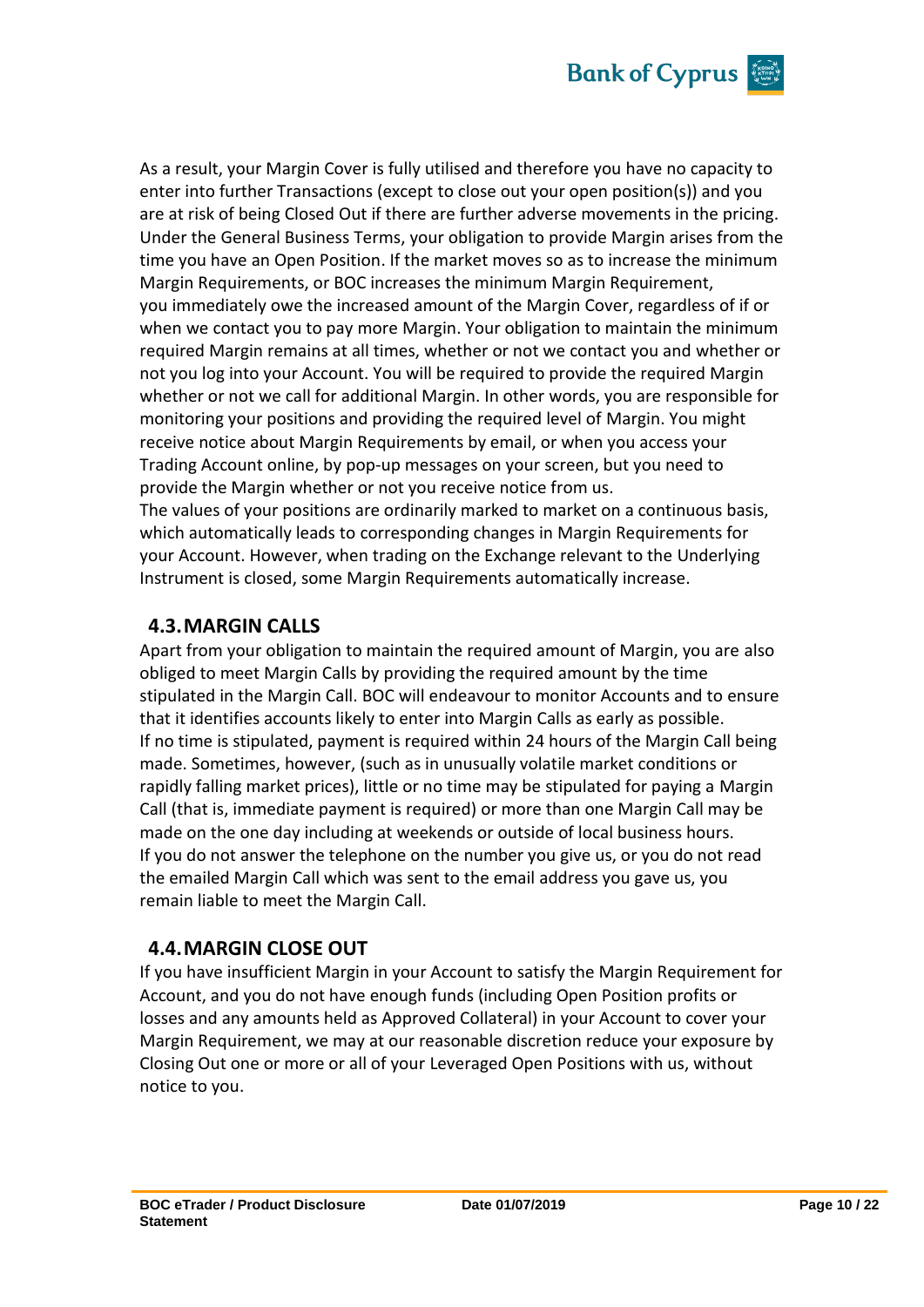As a result, your Margin Cover is fully utilised and therefore you have no capacity to enter into further Transactions (except to close out your open position(s)) and you are at risk of being Closed Out if there are further adverse movements in the pricing. Under the General Business Terms, your obligation to provide Margin arises from the time you have an Open Position. If the market moves so as to increase the minimum Margin Requirements, or BOC increases the minimum Margin Requirement, you immediately owe the increased amount of the Margin Cover, regardless of if or when we contact you to pay more Margin. Your obligation to maintain the minimum required Margin remains at all times, whether or not we contact you and whether or not you log into your Account. You will be required to provide the required Margin whether or not we call for additional Margin. In other words, you are responsible for monitoring your positions and providing the required level of Margin. You might receive notice about Margin Requirements by email, or when you access your Trading Account online, by pop-up messages on your screen, but you need to provide the Margin whether or not you receive notice from us.

The values of your positions are ordinarily marked to market on a continuous basis, which automatically leads to corresponding changes in Margin Requirements for your Account. However, when trading on the Exchange relevant to the Underlying Instrument is closed, some Margin Requirements automatically increase.

## 4.3. MARGIN CALLS

Apart from your obligation to maintain the required amount of Margin, you are also obliged to meet Margin Calls by providing the required amount by the time stipulated in the Margin Call. BOC will endeavour to monitor Accounts and to ensure that it identifies accounts likely to enter into Margin Calls as early as possible.

If no time is stipulated, payment is required within 24 hours of the Margin Call being made. Sometimes, however, (such as in unusually volatile market conditions or rapidly falling market prices), little or no time may be stipulated for paying a Margin Call (that is, immediate payment is required) or more than one Margin Call may be made on the one day including at weekends or outside of local business hours.

If you do not answer the telephone on the number you give us, or you do not read the emailed Margin Call which was sent to the email address you gave us, you remain liable to meet the Margin Call.

## 4.4. MARGIN CLOSE OUT

If you have insufficient Margin in your Account to satisfy the Margin Requirement for Account, and you do not have enough funds (including Open Position profits or losses and any amounts held as Approved Collateral) in your Account to cover your Margin Requirement, we may at our reasonable discretion reduce your exposure by Closing Out one or more or all of your Leveraged Open Positions with us, without notice to you.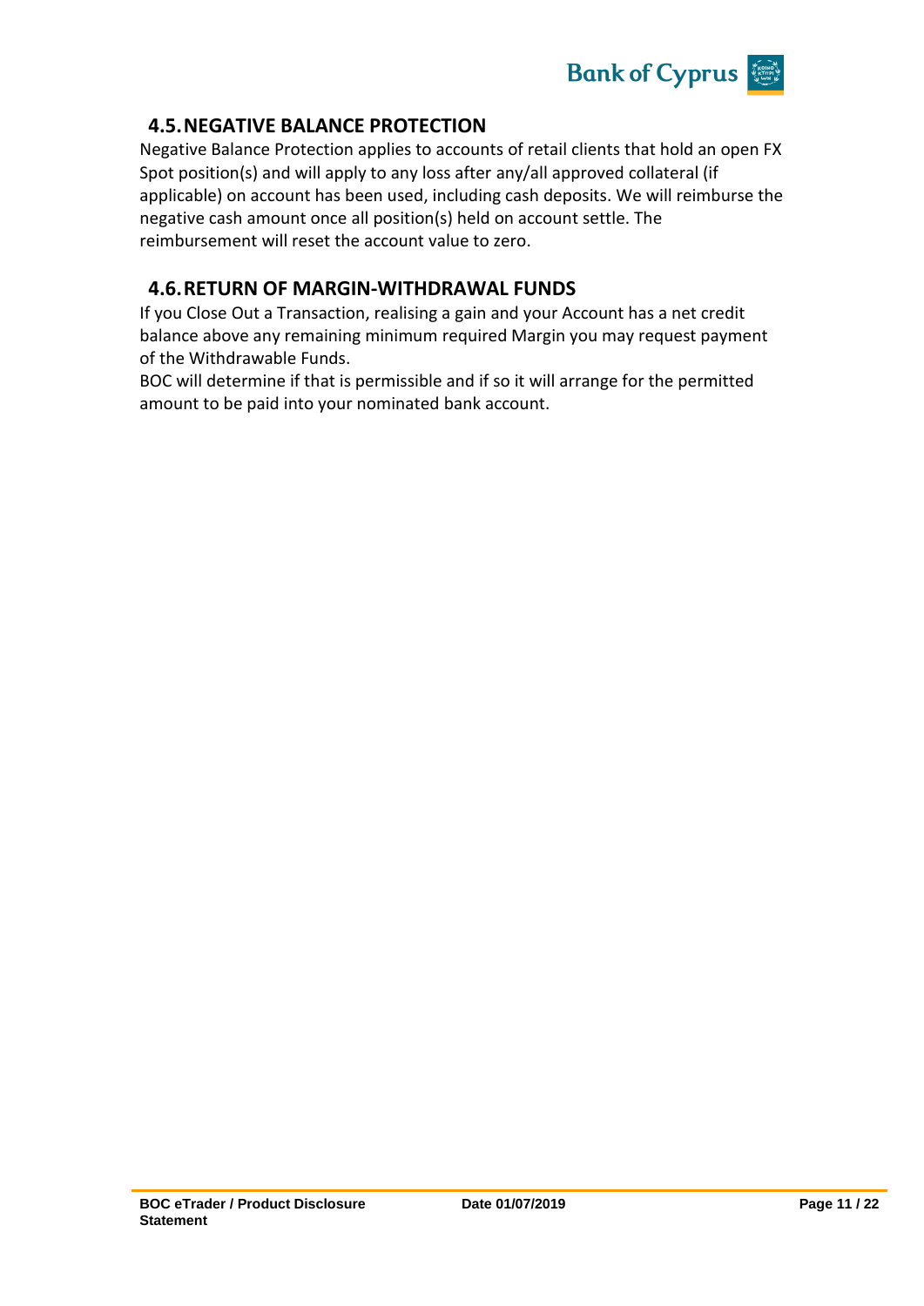## 4.5. NEGATIVE BALANCE PROTECTION

Negative Balance Protection applies to accounts of retail clients that hold an open FX Spot position(s) and will apply to any loss after any/all approved collateral (if applicable) on account has been used, including cash deposits. We will reimburse the negative cash amount once all position(s) held on account settle. The reimbursement will reset the account value to zero.

## 4.6. RETURN OF MARGIN-WITHDRAWAL FUNDS

If you Close Out a Transaction, realising a gain and your Account has a net credit balance above any remaining minimum required Margin you may request payment of the Withdrawable Funds.

BOC will determine if that is permissible and if so it will arrange for the permitted amount to be paid into your nominated bank account.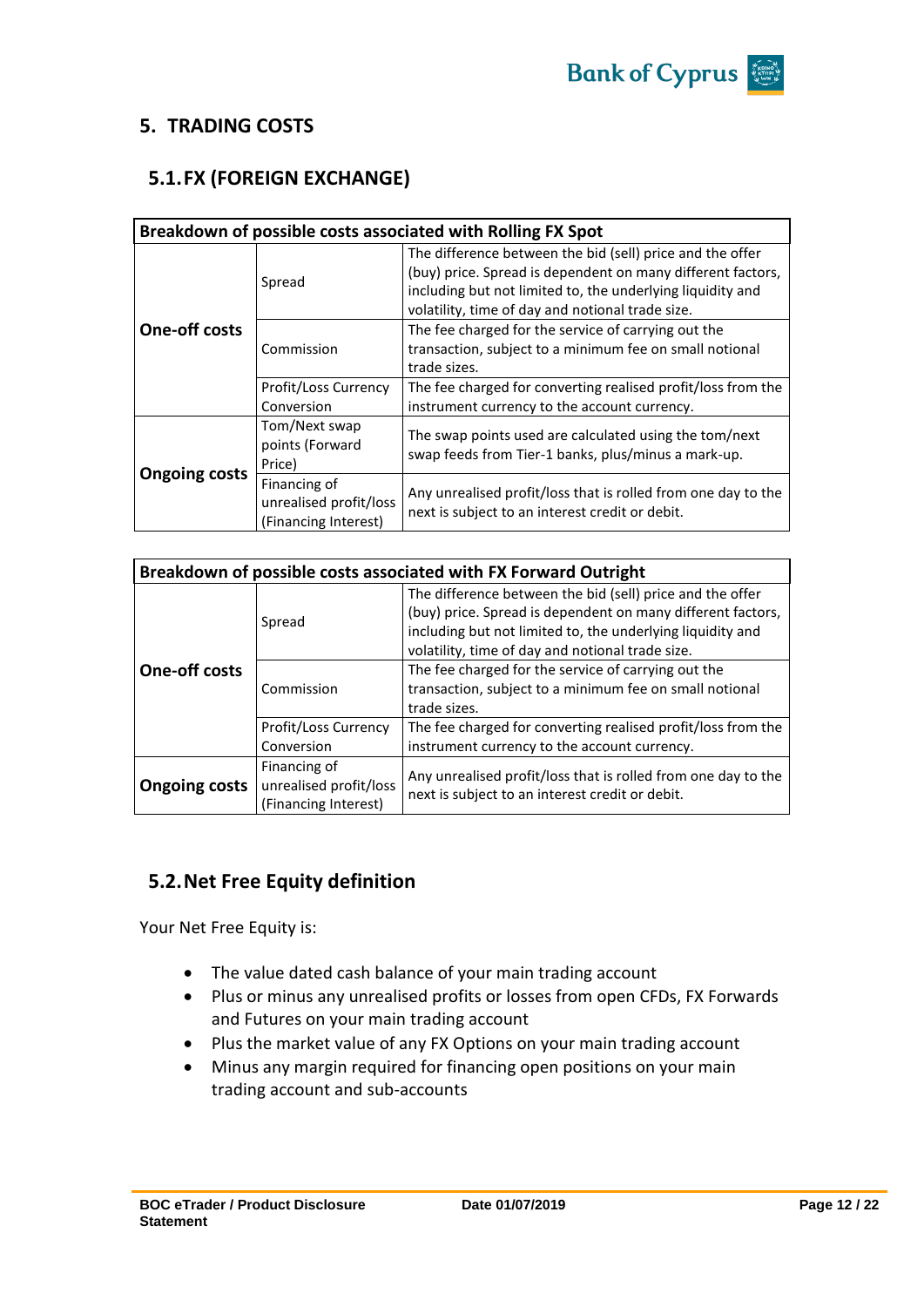## 5. TRADING COSTS

### 5.1. FX (FOREIGN EXCHANGE)

| Breakdown of possible costs associated with Rolling FX Spot | | |
|---|---|---|
| **One-off costs** | Spread | The difference between the bid (sell) price and the offer (buy) price. Spread is dependent on many different factors, including but not limited to, the underlying liquidity and volatility, time of day and notional trade size. |
| | Commission | The fee charged for the service of carrying out the transaction, subject to a minimum fee on small notional trade sizes. |
| | Profit/Loss Currency Conversion | The fee charged for converting realised profit/loss from the instrument currency to the account currency. |
| **Ongoing costs** | Tom/Next swap points (Forward Price) | The swap points used are calculated using the tom/next swap feeds from Tier-1 banks, plus/minus a mark-up. |
| | Financing of unrealised profit/loss (Financing Interest) | Any unrealised profit/loss that is rolled from one day to the next is subject to an interest credit or debit. |

| Breakdown of possible costs associated with FX Forward Outright | | |
|---|---|---|
| **One-off costs** | Spread | The difference between the bid (sell) price and the offer (buy) price. Spread is dependent on many different factors, including but not limited to, the underlying liquidity and volatility, time of day and notional trade size. |
| | Commission | The fee charged for the service of carrying out the transaction, subject to a minimum fee on small notional trade sizes. |
| | Profit/Loss Currency Conversion | The fee charged for converting realised profit/loss from the instrument currency to the account currency. |
| **Ongoing costs** | Financing of unrealised profit/loss (Financing Interest) | Any unrealised profit/loss that is rolled from one day to the next is subject to an interest credit or debit. |

### 5.2. Net Free Equity definition

Your Net Free Equity is:

- The value dated cash balance of your main trading account
- Plus or minus any unrealised profits or losses from open CFDs, FX Forwards and Futures on your main trading account
- Plus the market value of any FX Options on your main trading account
- Minus any margin required for financing open positions on your main trading account and sub-accounts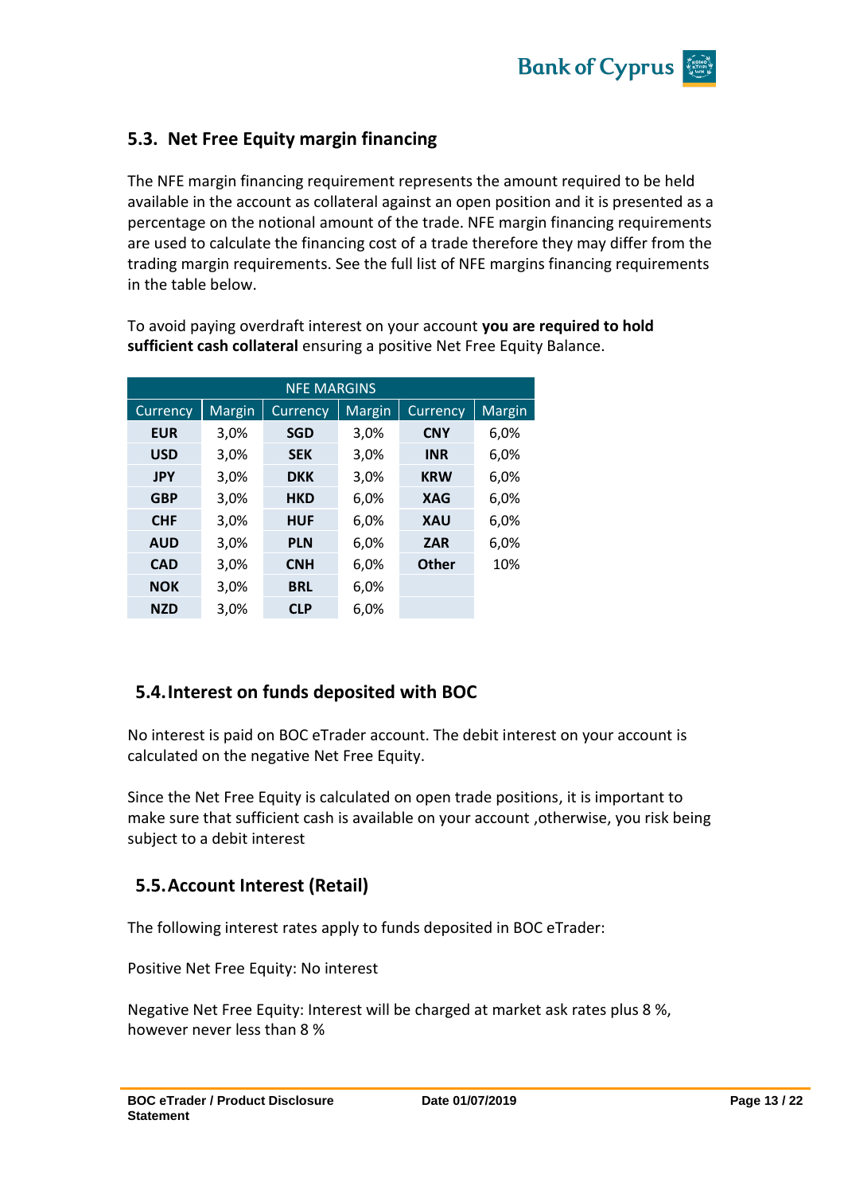## 5.3. Net Free Equity margin financing

The NFE margin financing requirement represents the amount required to be held available in the account as collateral against an open position and it is presented as a percentage on the notional amount of the trade. NFE margin financing requirements are used to calculate the financing cost of a trade therefore they may differ from the trading margin requirements. See the full list of NFE margins financing requirements in the table below.

To avoid paying overdraft interest on your account **you are required to hold sufficient cash collateral** ensuring a positive Net Free Equity Balance.

| NFE MARGINS | | | | | |
|---|---|---|---|---|---|
| Currency | Margin | Currency | Margin | Currency | Margin |
| **EUR** | 3,0% | **SGD** | 3,0% | **CNY** | 6,0% |
| **USD** | 3,0% | **SEK** | 3,0% | **INR** | 6,0% |
| **JPY** | 3,0% | **DKK** | 3,0% | **KRW** | 6,0% |
| **GBP** | 3,0% | **HKD** | 6,0% | **XAG** | 6,0% |
| **CHF** | 3,0% | **HUF** | 6,0% | **XAU** | 6,0% |
| **AUD** | 3,0% | **PLN** | 6,0% | **ZAR** | 6,0% |
| **CAD** | 3,0% | **CNH** | 6,0% | **Other** | 10% |
| **NOK** | 3,0% | **BRL** | 6,0% | | |
| **NZD** | 3,0% | **CLP** | 6,0% | | |

## 5.4. Interest on funds deposited with BOC

No interest is paid on BOC eTrader account. The debit interest on your account is calculated on the negative Net Free Equity.

Since the Net Free Equity is calculated on open trade positions, it is important to make sure that sufficient cash is available on your account ,otherwise, you risk being subject to a debit interest

## 5.5. Account Interest (Retail)

The following interest rates apply to funds deposited in BOC eTrader:

Positive Net Free Equity: No interest

Negative Net Free Equity: Interest will be charged at market ask rates plus 8 %, however never less than 8 %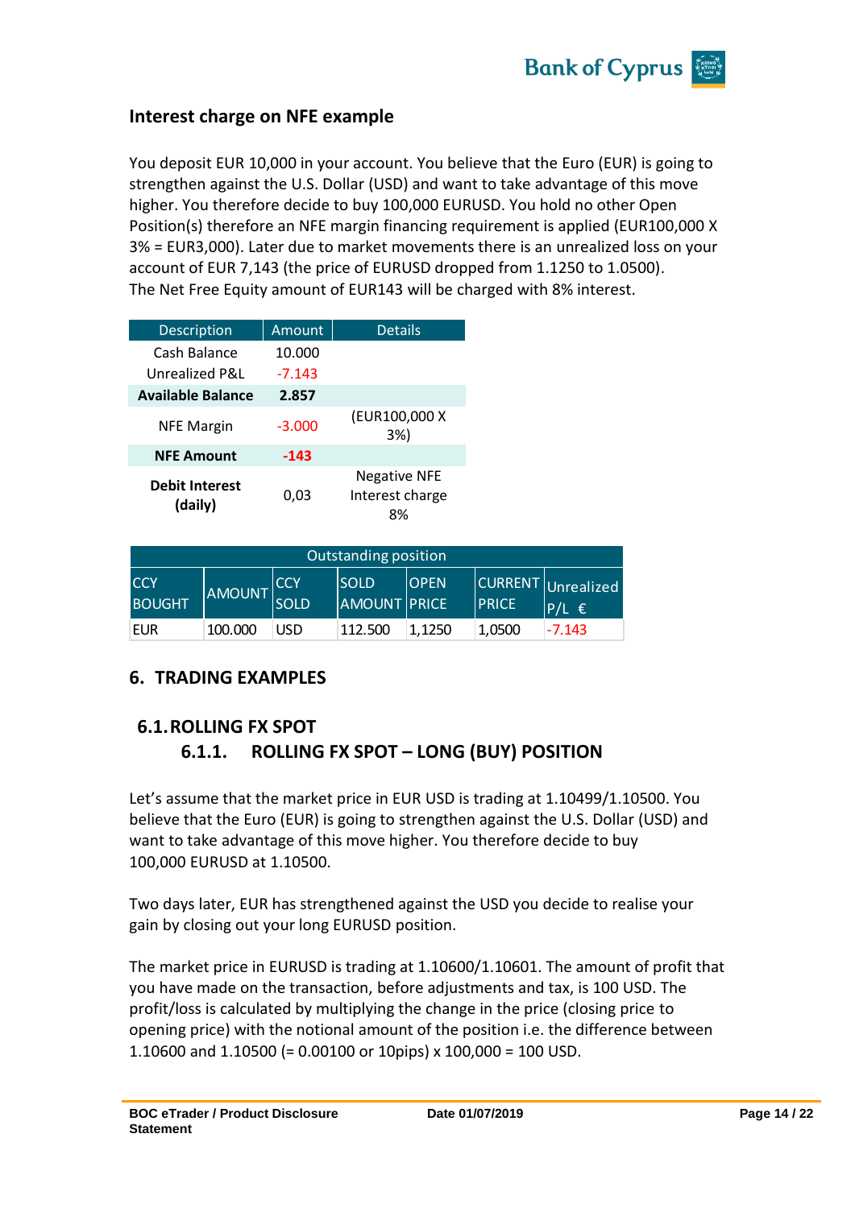### Interest charge on NFE example

You deposit EUR 10,000 in your account. You believe that the Euro (EUR) is going to strengthen against the U.S. Dollar (USD) and want to take advantage of this move higher. You therefore decide to buy 100,000 EURUSD. You hold no other Open Position(s) therefore an NFE margin financing requirement is applied (EUR100,000 X 3% = EUR3,000). Later due to market movements there is an unrealized loss on your account of EUR 7,143 (the price of EURUSD dropped from 1.1250 to 1.0500).
The Net Free Equity amount of EUR143 will be charged with 8% interest.

| Description | Amount | Details |
|---|---|---|
| Cash Balance | 10.000 | |
| Unrealized P&L | -7.143 | |
| **Available Balance** | **2.857** | |
| NFE Margin | -3.000 | (EUR100,000 X 3%) |
| **NFE Amount** | **-143** | |
| **Debit Interest (daily)** | 0,03 | Negative NFE Interest charge 8% |

| Outstanding position | | | | | | |
|---|---|---|---|---|---|---|
| CCY BOUGHT | AMOUNT | CCY SOLD | SOLD AMOUNT | OPEN PRICE | CURRENT PRICE | Unrealized P/L € |
| EUR | 100.000 | USD | 112.500 | 1,1250 | 1,0500 | -7.143 |

## 6. TRADING EXAMPLES

### 6.1. ROLLING FX SPOT

#### 6.1.1. ROLLING FX SPOT – LONG (BUY) POSITION

Let's assume that the market price in EUR USD is trading at 1.10499/1.10500. You believe that the Euro (EUR) is going to strengthen against the U.S. Dollar (USD) and want to take advantage of this move higher. You therefore decide to buy 100,000 EURUSD at 1.10500.

Two days later, EUR has strengthened against the USD you decide to realise your gain by closing out your long EURUSD position.

The market price in EURUSD is trading at 1.10600/1.10601. The amount of profit that you have made on the transaction, before adjustments and tax, is 100 USD. The profit/loss is calculated by multiplying the change in the price (closing price to opening price) with the notional amount of the position i.e. the difference between 1.10600 and 1.10500 (= 0.00100 or 10pips) x 100,000 = 100 USD.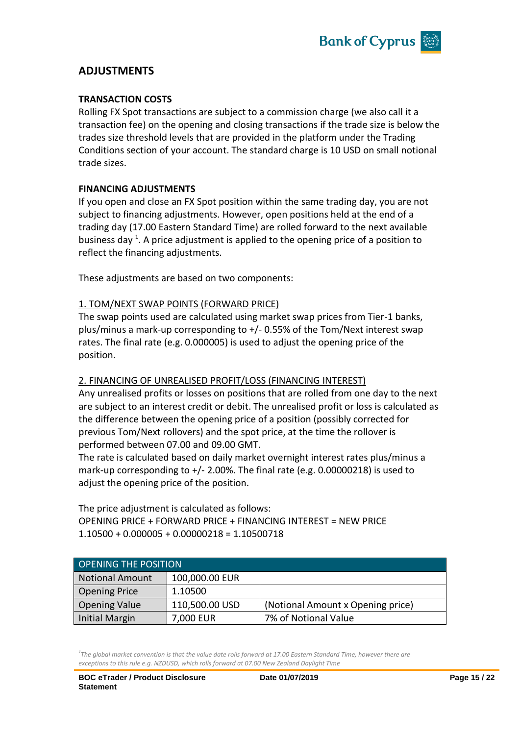## ADJUSTMENTS

**TRANSACTION COSTS**

Rolling FX Spot transactions are subject to a commission charge (we also call it a transaction fee) on the opening and closing transactions if the trade size is below the trades size threshold levels that are provided in the platform under the Trading Conditions section of your account. The standard charge is 10 USD on small notional trade sizes.

**FINANCING ADJUSTMENTS**

If you open and close an FX Spot position within the same trading day, you are not subject to financing adjustments. However, open positions held at the end of a trading day (17.00 Eastern Standard Time) are rolled forward to the next available business day [1]. A price adjustment is applied to the opening price of a position to reflect the financing adjustments.

These adjustments are based on two components:

1. TOM/NEXT SWAP POINTS (FORWARD PRICE)

The swap points used are calculated using market swap prices from Tier-1 banks, plus/minus a mark-up corresponding to +/- 0.55% of the Tom/Next interest swap rates. The final rate (e.g. 0.000005) is used to adjust the opening price of the position.

2. FINANCING OF UNREALISED PROFIT/LOSS (FINANCING INTEREST)

Any unrealised profits or losses on positions that are rolled from one day to the next are subject to an interest credit or debit. The unrealised profit or loss is calculated as the difference between the opening price of a position (possibly corrected for previous Tom/Next rollovers) and the spot price, at the time the rollover is performed between 07.00 and 09.00 GMT.

The rate is calculated based on daily market overnight interest rates plus/minus a mark-up corresponding to +/- 2.00%. The final rate (e.g. 0.00000218) is used to adjust the opening price of the position.

The price adjustment is calculated as follows:
OPENING PRICE + FORWARD PRICE + FINANCING INTEREST = NEW PRICE
1.10500 + 0.000005 + 0.00000218 = 1.10500718

| OPENING THE POSITION | | |
|---|---|---|
| Notional Amount | 100,000.00 EUR | |
| Opening Price | 1.10500 | |
| Opening Value | 110,500.00 USD | (Notional Amount x Opening price) |
| Initial Margin | 7,000 EUR | 7% of Notional Value |

[1] *The global market convention is that the value date rolls forward at 17.00 Eastern Standard Time, however there are exceptions to this rule e.g. NZDUSD, which rolls forward at 07.00 New Zealand Daylight Time*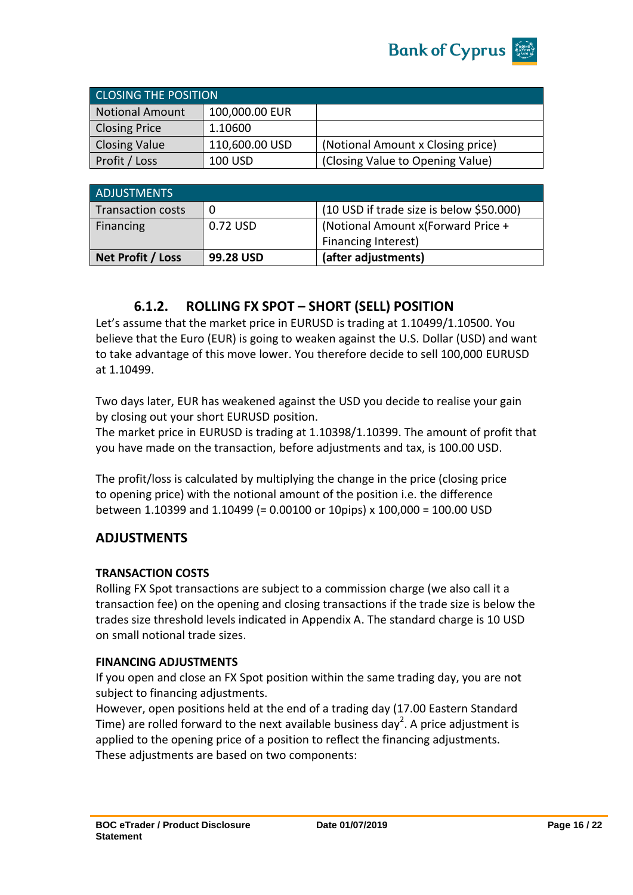| CLOSING THE POSITION | | |
|---|---|---|
| Notional Amount | 100,000.00 EUR | |
| Closing Price | 1.10600 | |
| Closing Value | 110,600.00 USD | (Notional Amount x Closing price) |
| Profit / Loss | 100 USD | (Closing Value to Opening Value) |

| ADJUSTMENTS | | |
|---|---|---|
| Transaction costs | 0 | (10 USD if trade size is below $50.000) |
| Financing | 0.72 USD | (Notional Amount x(Forward Price + Financing Interest) |
| **Net Profit / Loss** | **99.28 USD** | **(after adjustments)** |

### 6.1.2. ROLLING FX SPOT – SHORT (SELL) POSITION

Let's assume that the market price in EURUSD is trading at 1.10499/1.10500. You believe that the Euro (EUR) is going to weaken against the U.S. Dollar (USD) and want to take advantage of this move lower. You therefore decide to sell 100,000 EURUSD at 1.10499.

Two days later, EUR has weakened against the USD you decide to realise your gain by closing out your short EURUSD position.
The market price in EURUSD is trading at 1.10398/1.10399. The amount of profit that you have made on the transaction, before adjustments and tax, is 100.00 USD.

The profit/loss is calculated by multiplying the change in the price (closing price to opening price) with the notional amount of the position i.e. the difference between 1.10399 and 1.10499 (= 0.00100 or 10pips) x 100,000 = 100.00 USD

## ADJUSTMENTS

**TRANSACTION COSTS**

Rolling FX Spot transactions are subject to a commission charge (we also call it a transaction fee) on the opening and closing transactions if the trade size is below the trades size threshold levels indicated in Appendix A. The standard charge is 10 USD on small notional trade sizes.

**FINANCING ADJUSTMENTS**

If you open and close an FX Spot position within the same trading day, you are not subject to financing adjustments.
However, open positions held at the end of a trading day (17.00 Eastern Standard Time) are rolled forward to the next available business day[2]. A price adjustment is applied to the opening price of a position to reflect the financing adjustments. These adjustments are based on two components: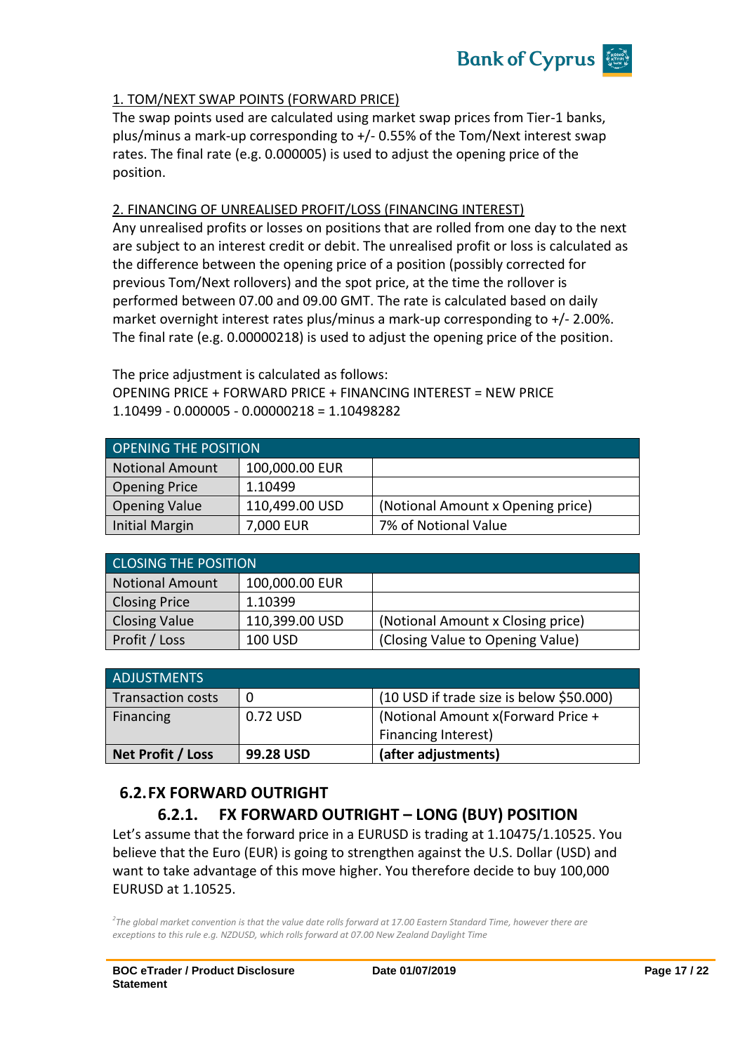1. TOM/NEXT SWAP POINTS (FORWARD PRICE)

The swap points used are calculated using market swap prices from Tier-1 banks, plus/minus a mark-up corresponding to +/- 0.55% of the Tom/Next interest swap rates. The final rate (e.g. 0.000005) is used to adjust the opening price of the position.

2. FINANCING OF UNREALISED PROFIT/LOSS (FINANCING INTEREST)

Any unrealised profits or losses on positions that are rolled from one day to the next are subject to an interest credit or debit. The unrealised profit or loss is calculated as the difference between the opening price of a position (possibly corrected for previous Tom/Next rollovers) and the spot price, at the time the rollover is performed between 07.00 and 09.00 GMT. The rate is calculated based on daily market overnight interest rates plus/minus a mark-up corresponding to +/- 2.00%. The final rate (e.g. 0.00000218) is used to adjust the opening price of the position.

The price adjustment is calculated as follows:
OPENING PRICE + FORWARD PRICE + FINANCING INTEREST = NEW PRICE
1.10499 - 0.000005 - 0.00000218 = 1.10498282

| OPENING THE POSITION | | |
|---|---|---|
| Notional Amount | 100,000.00 EUR | |
| Opening Price | 1.10499 | |
| Opening Value | 110,499.00 USD | (Notional Amount x Opening price) |
| Initial Margin | 7,000 EUR | 7% of Notional Value |

| CLOSING THE POSITION | | |
|---|---|---|
| Notional Amount | 100,000.00 EUR | |
| Closing Price | 1.10399 | |
| Closing Value | 110,399.00 USD | (Notional Amount x Closing price) |
| Profit / Loss | 100 USD | (Closing Value to Opening Value) |

| ADJUSTMENTS | | |
|---|---|---|
| Transaction costs | 0 | (10 USD if trade size is below $50.000) |
| Financing | 0.72 USD | (Notional Amount x(Forward Price + Financing Interest) |
| **Net Profit / Loss** | **99.28 USD** | **(after adjustments)** |

## 6.2. FX FORWARD OUTRIGHT

### 6.2.1. FX FORWARD OUTRIGHT – LONG (BUY) POSITION

Let's assume that the forward price in a EURUSD is trading at 1.10475/1.10525. You believe that the Euro (EUR) is going to strengthen against the U.S. Dollar (USD) and want to take advantage of this move higher. You therefore decide to buy 100,000 EURUSD at 1.10525.

[2] *The global market convention is that the value date rolls forward at 17.00 Eastern Standard Time, however there are exceptions to this rule e.g. NZDUSD, which rolls forward at 07.00 New Zealand Daylight Time*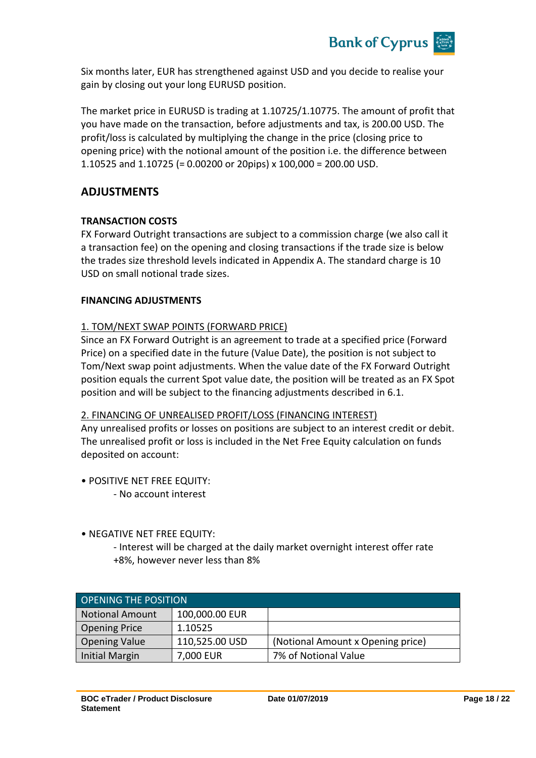Six months later, EUR has strengthened against USD and you decide to realise your gain by closing out your long EURUSD position.

The market price in EURUSD is trading at 1.10725/1.10775. The amount of profit that you have made on the transaction, before adjustments and tax, is 200.00 USD. The profit/loss is calculated by multiplying the change in the price (closing price to opening price) with the notional amount of the position i.e. the difference between 1.10525 and 1.10725 (= 0.00200 or 20pips) x 100,000 = 200.00 USD.

## ADJUSTMENTS

### TRANSACTION COSTS

FX Forward Outright transactions are subject to a commission charge (we also call it a transaction fee) on the opening and closing transactions if the trade size is below the trades size threshold levels indicated in Appendix A. The standard charge is 10 USD on small notional trade sizes.

### FINANCING ADJUSTMENTS

1. TOM/NEXT SWAP POINTS (FORWARD PRICE)

Since an FX Forward Outright is an agreement to trade at a specified price (Forward Price) on a specified date in the future (Value Date), the position is not subject to Tom/Next swap point adjustments. When the value date of the FX Forward Outright position equals the current Spot value date, the position will be treated as an FX Spot position and will be subject to the financing adjustments described in 6.1.

2. FINANCING OF UNREALISED PROFIT/LOSS (FINANCING INTEREST)

Any unrealised profits or losses on positions are subject to an interest credit or debit. The unrealised profit or loss is included in the Net Free Equity calculation on funds deposited on account:

- POSITIVE NET FREE EQUITY:
  - No account interest

- NEGATIVE NET FREE EQUITY:
  - Interest will be charged at the daily market overnight interest offer rate +8%, however never less than 8%

| OPENING THE POSITION | | |
|---|---|---|
| Notional Amount | 100,000.00 EUR | |
| Opening Price | 1.10525 | |
| Opening Value | 110,525.00 USD | (Notional Amount x Opening price) |
| Initial Margin | 7,000 EUR | 7% of Notional Value |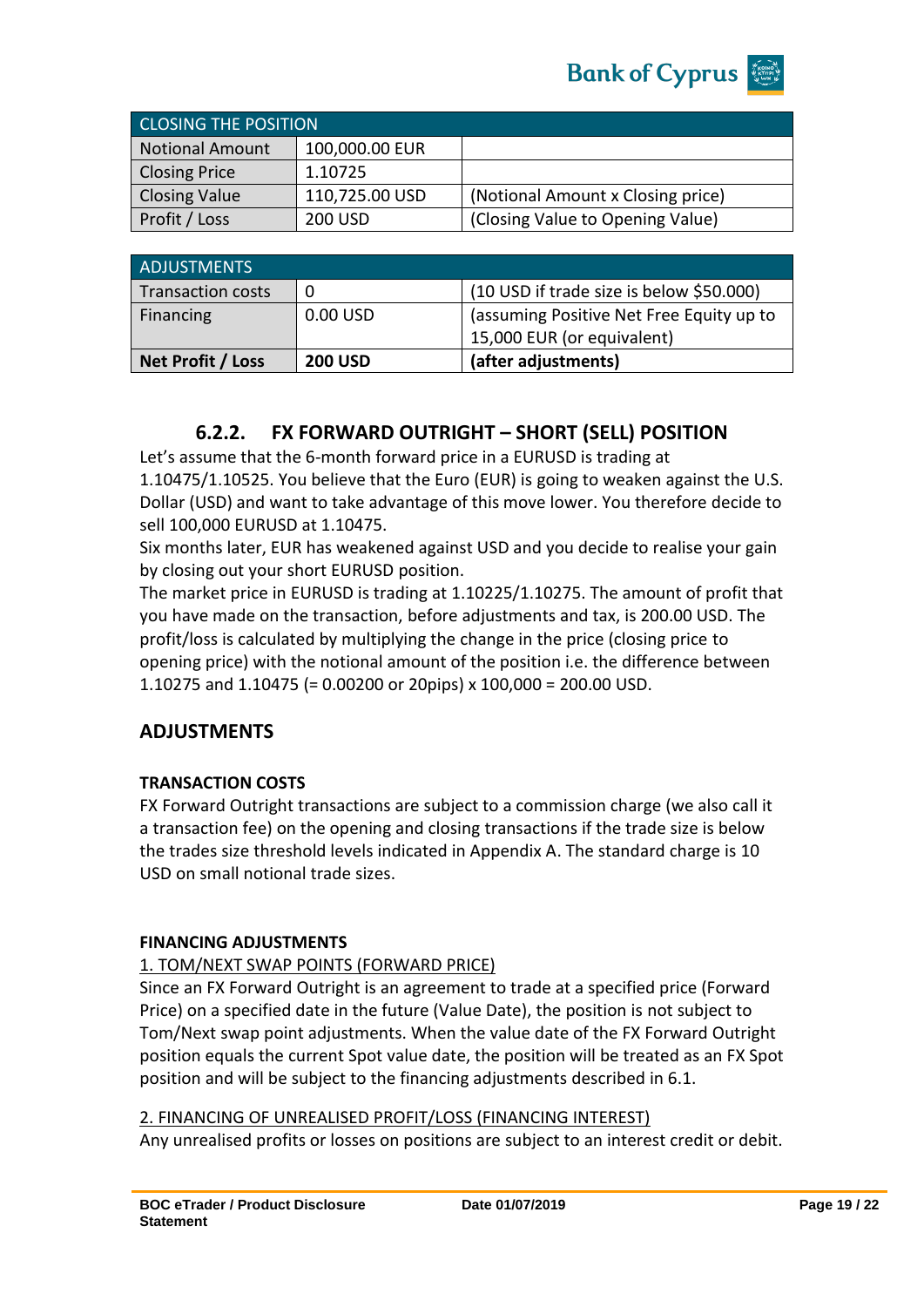| CLOSING THE POSITION | | |
|---|---|---|
| Notional Amount | 100,000.00 EUR | |
| Closing Price | 1.10725 | |
| Closing Value | 110,725.00 USD | (Notional Amount x Closing price) |
| Profit / Loss | 200 USD | (Closing Value to Opening Value) |

| ADJUSTMENTS | | |
|---|---|---|
| Transaction costs | 0 | (10 USD if trade size is below $50.000) |
| Financing | 0.00 USD | (assuming Positive Net Free Equity up to 15,000 EUR (or equivalent) |
| **Net Profit / Loss** | **200 USD** | **(after adjustments)** |

### 6.2.2. FX FORWARD OUTRIGHT – SHORT (SELL) POSITION

Let's assume that the 6-month forward price in a EURUSD is trading at 1.10475/1.10525. You believe that the Euro (EUR) is going to weaken against the U.S. Dollar (USD) and want to take advantage of this move lower. You therefore decide to sell 100,000 EURUSD at 1.10475.

Six months later, EUR has weakened against USD and you decide to realise your gain by closing out your short EURUSD position.

The market price in EURUSD is trading at 1.10225/1.10275. The amount of profit that you have made on the transaction, before adjustments and tax, is 200.00 USD. The profit/loss is calculated by multiplying the change in the price (closing price to opening price) with the notional amount of the position i.e. the difference between 1.10275 and 1.10475 (= 0.00200 or 20pips) x 100,000 = 200.00 USD.

## ADJUSTMENTS

**TRANSACTION COSTS**

FX Forward Outright transactions are subject to a commission charge (we also call it a transaction fee) on the opening and closing transactions if the trade size is below the trades size threshold levels indicated in Appendix A. The standard charge is 10 USD on small notional trade sizes.

**FINANCING ADJUSTMENTS**

1. TOM/NEXT SWAP POINTS (FORWARD PRICE)

Since an FX Forward Outright is an agreement to trade at a specified price (Forward Price) on a specified date in the future (Value Date), the position is not subject to Tom/Next swap point adjustments. When the value date of the FX Forward Outright position equals the current Spot value date, the position will be treated as an FX Spot position and will be subject to the financing adjustments described in 6.1.

2. FINANCING OF UNREALISED PROFIT/LOSS (FINANCING INTEREST)

Any unrealised profits or losses on positions are subject to an interest credit or debit.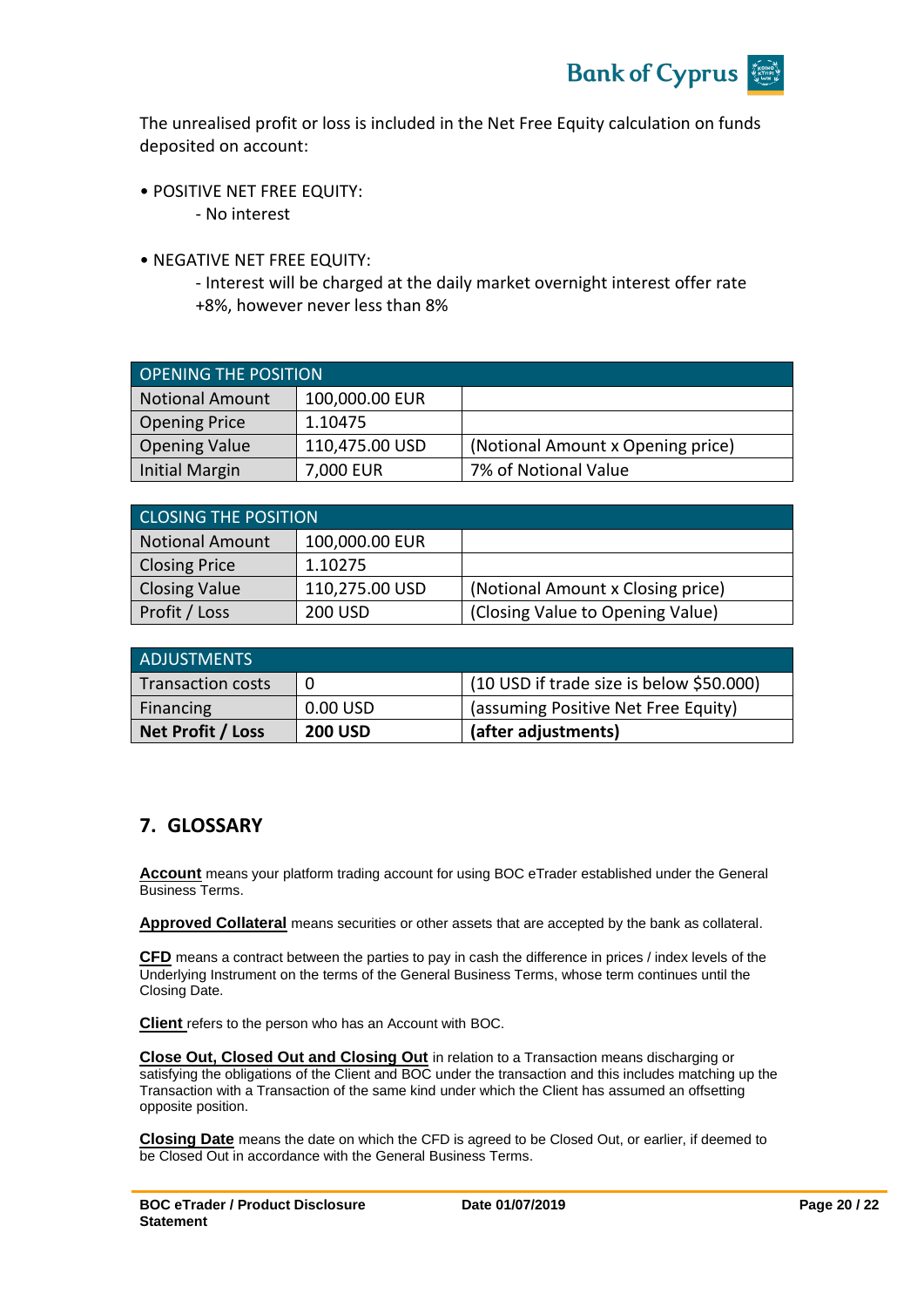The unrealised profit or loss is included in the Net Free Equity calculation on funds deposited on account:

- POSITIVE NET FREE EQUITY:
  - No interest

- NEGATIVE NET FREE EQUITY:
  - Interest will be charged at the daily market overnight interest offer rate +8%, however never less than 8%

| OPENING THE POSITION | | |
|---|---|---|
| Notional Amount | 100,000.00 EUR | |
| Opening Price | 1.10475 | |
| Opening Value | 110,475.00 USD | (Notional Amount x Opening price) |
| Initial Margin | 7,000 EUR | 7% of Notional Value |

| CLOSING THE POSITION | | |
|---|---|---|
| Notional Amount | 100,000.00 EUR | |
| Closing Price | 1.10275 | |
| Closing Value | 110,275.00 USD | (Notional Amount x Closing price) |
| Profit / Loss | 200 USD | (Closing Value to Opening Value) |

| ADJUSTMENTS | | |
|---|---|---|
| Transaction costs | 0 | (10 USD if trade size is below $50.000) |
| Financing | 0.00 USD | (assuming Positive Net Free Equity) |
| **Net Profit / Loss** | **200 USD** | **(after adjustments)** |

## 7. GLOSSARY

**Account** means your platform trading account for using BOC eTrader established under the General Business Terms.

**Approved Collateral** means securities or other assets that are accepted by the bank as collateral.

**CFD** means a contract between the parties to pay in cash the difference in prices / index levels of the Underlying Instrument on the terms of the General Business Terms, whose term continues until the Closing Date.

**Client** refers to the person who has an Account with BOC.

**Close Out, Closed Out and Closing Out** in relation to a Transaction means discharging or satisfying the obligations of the Client and BOC under the transaction and this includes matching up the Transaction with a Transaction of the same kind under which the Client has assumed an offsetting opposite position.

**Closing Date** means the date on which the CFD is agreed to be Closed Out, or earlier, if deemed to be Closed Out in accordance with the General Business Terms.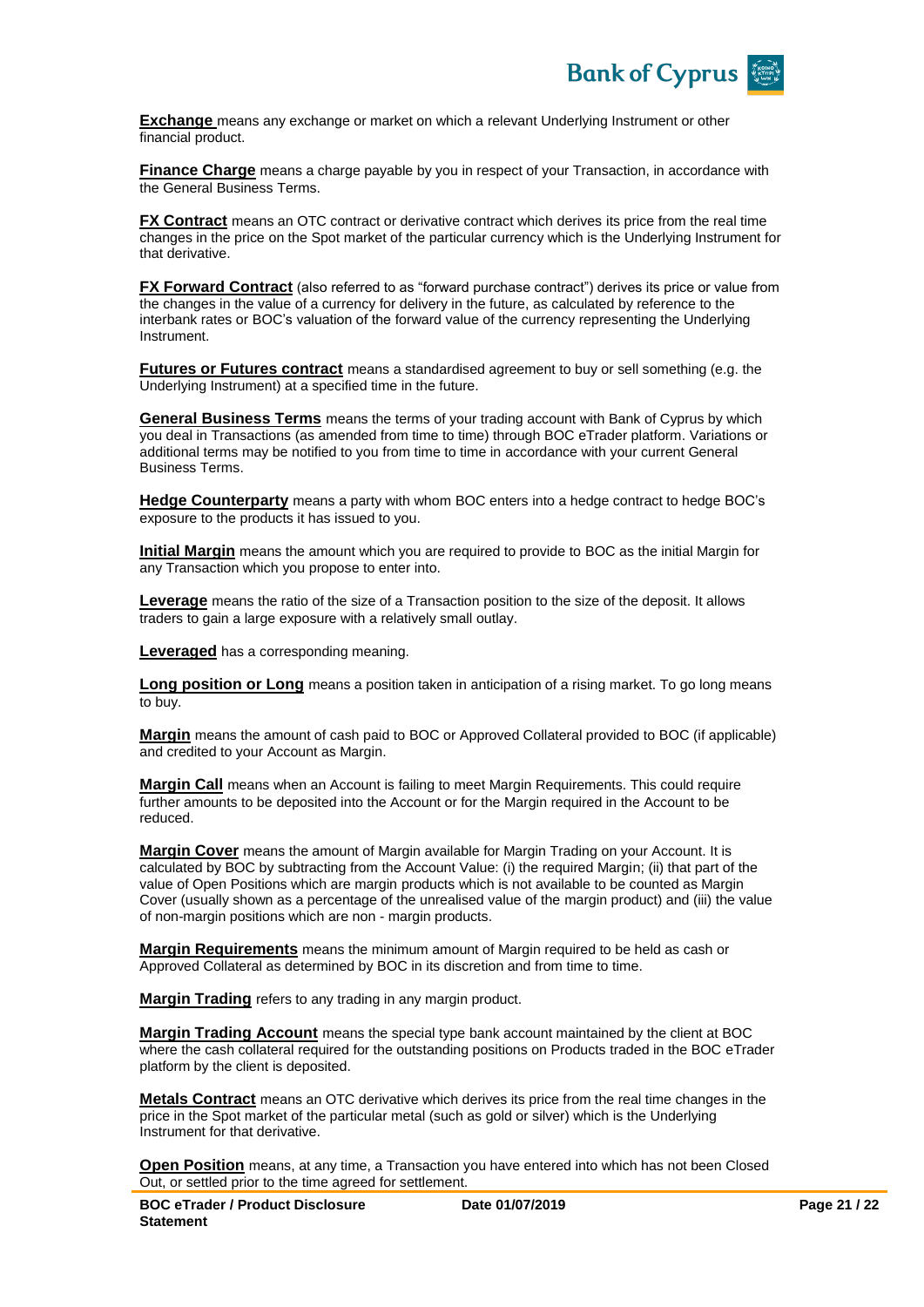**Exchange** means any exchange or market on which a relevant Underlying Instrument or other financial product.

**Finance Charge** means a charge payable by you in respect of your Transaction, in accordance with the General Business Terms.

**FX Contract** means an OTC contract or derivative contract which derives its price from the real time changes in the price on the Spot market of the particular currency which is the Underlying Instrument for that derivative.

**FX Forward Contract** (also referred to as "forward purchase contract") derives its price or value from the changes in the value of a currency for delivery in the future, as calculated by reference to the interbank rates or BOC's valuation of the forward value of the currency representing the Underlying Instrument.

**Futures or Futures contract** means a standardised agreement to buy or sell something (e.g. the Underlying Instrument) at a specified time in the future.

**General Business Terms** means the terms of your trading account with Bank of Cyprus by which you deal in Transactions (as amended from time to time) through BOC eTrader platform. Variations or additional terms may be notified to you from time to time in accordance with your current General Business Terms.

**Hedge Counterparty** means a party with whom BOC enters into a hedge contract to hedge BOC's exposure to the products it has issued to you.

**Initial Margin** means the amount which you are required to provide to BOC as the initial Margin for any Transaction which you propose to enter into.

**Leverage** means the ratio of the size of a Transaction position to the size of the deposit. It allows traders to gain a large exposure with a relatively small outlay.

**Leveraged** has a corresponding meaning.

**Long position or Long** means a position taken in anticipation of a rising market. To go long means to buy.

**Margin** means the amount of cash paid to BOC or Approved Collateral provided to BOC (if applicable) and credited to your Account as Margin.

**Margin Call** means when an Account is failing to meet Margin Requirements. This could require further amounts to be deposited into the Account or for the Margin required in the Account to be reduced.

**Margin Cover** means the amount of Margin available for Margin Trading on your Account. It is calculated by BOC by subtracting from the Account Value: (i) the required Margin; (ii) that part of the value of Open Positions which are margin products which is not available to be counted as Margin Cover (usually shown as a percentage of the unrealised value of the margin product) and (iii) the value of non-margin positions which are non - margin products.

**Margin Requirements** means the minimum amount of Margin required to be held as cash or Approved Collateral as determined by BOC in its discretion and from time to time.

**Margin Trading** refers to any trading in any margin product.

**Margin Trading Account** means the special type bank account maintained by the client at BOC where the cash collateral required for the outstanding positions on Products traded in the BOC eTrader platform by the client is deposited.

**Metals Contract** means an OTC derivative which derives its price from the real time changes in the price in the Spot market of the particular metal (such as gold or silver) which is the Underlying Instrument for that derivative.

**Open Position** means, at any time, a Transaction you have entered into which has not been Closed Out, or settled prior to the time agreed for settlement.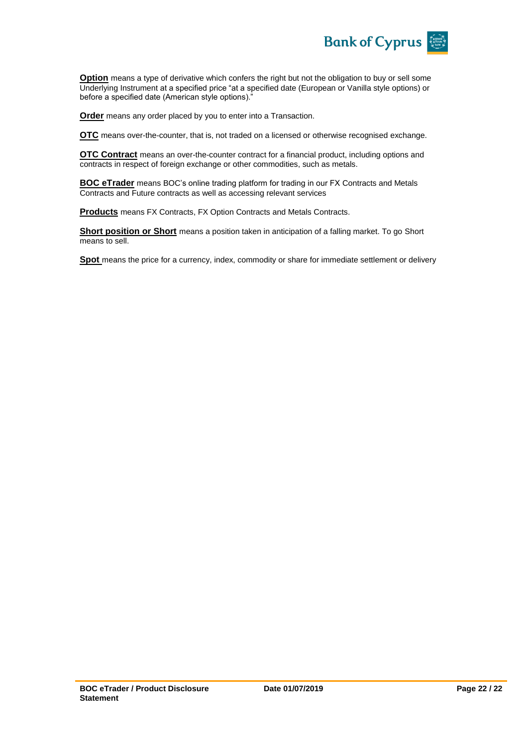**Option** means a type of derivative which confers the right but not the obligation to buy or sell some Underlying Instrument at a specified price "at a specified date (European or Vanilla style options) or before a specified date (American style options)."

**Order** means any order placed by you to enter into a Transaction.

**OTC** means over-the-counter, that is, not traded on a licensed or otherwise recognised exchange.

**OTC Contract** means an over-the-counter contract for a financial product, including options and contracts in respect of foreign exchange or other commodities, such as metals.

**BOC eTrader** means BOC's online trading platform for trading in our FX Contracts and Metals Contracts and Future contracts as well as accessing relevant services

**Products** means FX Contracts, FX Option Contracts and Metals Contracts.

**Short position or Short** means a position taken in anticipation of a falling market. To go Short means to sell.

**Spot** means the price for a currency, index, commodity or share for immediate settlement or delivery